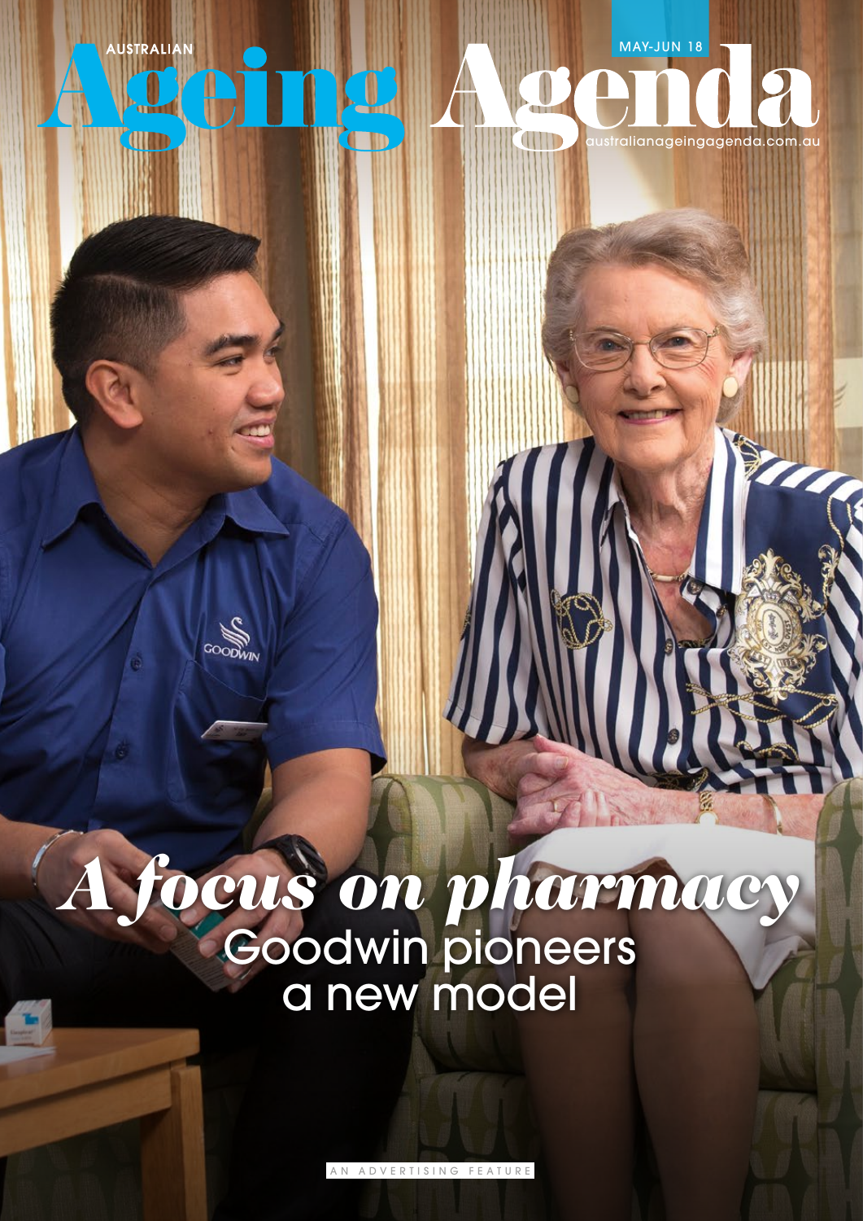AUSTRALIAN

# Ageing Agenda

MAY-JUN 18

australianageingagenda.com.au

## *A focus on pharmacy*

### Goodwin pioneers a new model

AN ADVERTISING FEATURE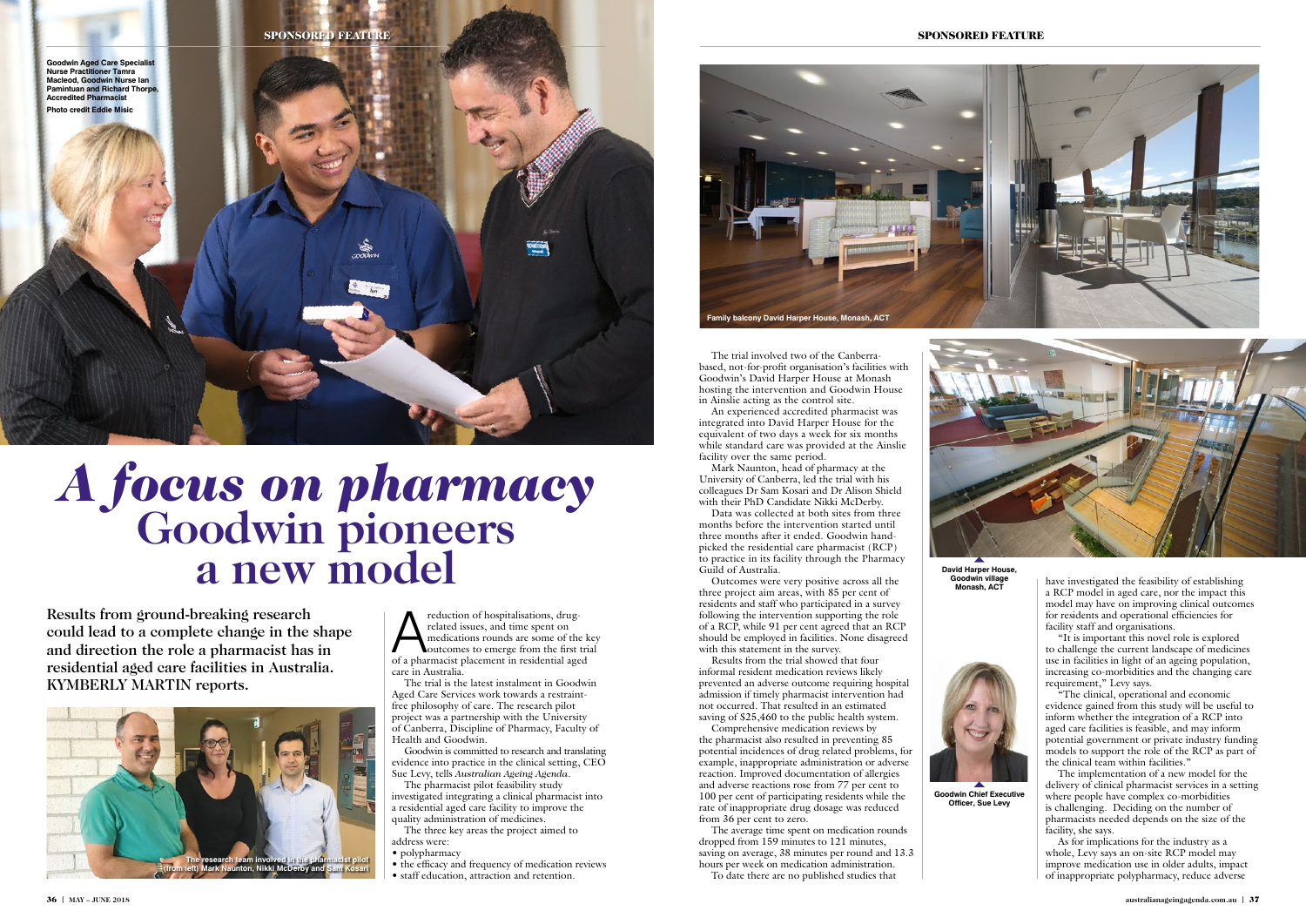Goodwin Aged Care Specialist Nurse Practitioner Tamra Macleod, Goodwin Nurse Ian Pamintuan and Richard Thorpe, Accredited Pharmacist

Photo credit Eddie Misic

# *A focus on pharmacy*

# Goodwin pioneers a new model

**Results from ground-breaking research could lead to a complete change in the shape and direction the role a pharmacist has in residential aged care facilities in Australia. KYMBERLY MARTIN reports.**

The research team involved in the pharmacist pilot (from left) Mark Naunton, Nikki McDerby and Sam Kosari

A reduction of hospitalisations, drug-related issues, and time spent on medications rounds are some of the key outcomes to emerge from the first trial of a pharmacist placement in residential aged care in Australia.

The trial is the latest instalment in Goodwin Aged Care Services work towards a restraint-free philosophy of care. The research pilot project was a partnership with the University of Canberra, Discipline of Pharmacy, Faculty of Health and Goodwin.

Goodwin is committed to research and translating evidence into practice in the clinical setting, CEO Sue Levy, tells *Australian Ageing Agenda*.

The pharmacist pilot feasibility study investigated integrating a clinical pharmacist into a residential aged care facility to improve the quality administration of medicines.

The three key areas the project aimed to address were:

- polypharmacy
- the efficacy and frequency of medication reviews
- staff education, attraction and retention.

Family balcony David Harper House, Monash, ACT

The trial involved two of the Canberra-based, not-for-profit organisation's facilities with Goodwin's David Harper House at Monash hosting the intervention and Goodwin House in Ainslie acting as the control site.

An experienced accredited pharmacist was integrated into David Harper House for the equivalent of two days a week for six months while standard care was provided at the Ainslie facility over the same period.

Mark Naunton, head of pharmacy at the University of Canberra, led the trial with his colleagues Dr Sam Kosari and Dr Alison Shield with their PhD Candidate Nikki McDerby.

Data was collected at both sites from three months before the intervention started until three months after it ended. Goodwin hand-picked the residential care pharmacist (RCP) to practice in its facility through the Pharmacy Guild of Australia.

Outcomes were very positive across all the three project aim areas, with 85 per cent of residents and staff who participated in a survey following the intervention supporting the role of a RCP, while 91 per cent agreed that an RCP should be employed in facilities. None disagreed with this statement in the survey.

Results from the trial showed that four informal resident medication reviews likely prevented an adverse outcome requiring hospital admission if timely pharmacist intervention had not occurred. That resulted in an estimated saving of $25,460 to the public health system.

Comprehensive medication reviews by the pharmacist also resulted in preventing 85 potential incidences of drug related problems, for example, inappropriate administration or adverse reaction. Improved documentation of allergies and adverse reactions rose from 77 per cent to 100 per cent of participating residents while the rate of inappropriate drug dosage was reduced from 36 per cent to zero.

The average time spent on medication rounds dropped from 159 minutes to 121 minutes, saving on average, 38 minutes per round and 13.3 hours per week on medication administration.

To date there are no published studies that have investigated the feasibility of establishing a RCP model in aged care, nor the impact this model may have on improving clinical outcomes for residents and operational efficiencies for facility staff and organisations.

David Harper House, Goodwin village Monash, ACT

Goodwin Chief Executive Officer, Sue Levy

"It is important this novel role is explored to challenge the current landscape of medicines use in facilities in light of an ageing population, increasing co-morbidities and the changing care requirement," Levy says.

"The clinical, operational and economic evidence gained from this study will be useful to inform whether the integration of a RCP into aged care facilities is feasible, and may inform potential government or private industry funding models to support the role of the RCP as part of the clinical team within facilities."

The implementation of a new model for the delivery of clinical pharmacist services in a setting where people have complex co-morbidities is challenging. Deciding on the number of pharmacists needed depends on the size of the facility, she says.

As for implications for the industry as a whole, Levy says an on-site RCP model may improve medication use in older adults, impact of inappropriate polypharmacy, reduce adverse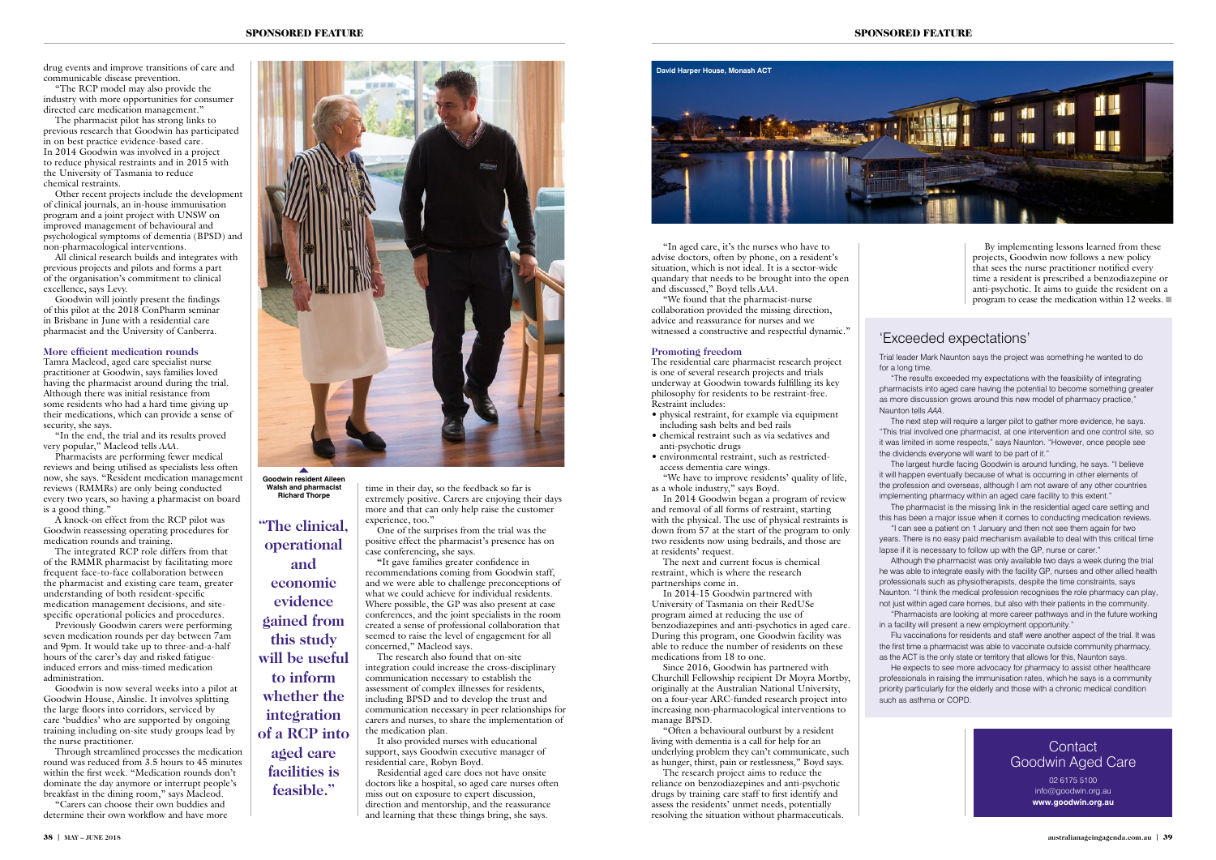drug events and improve transitions of care and communicable disease prevention.

"The RCP model may also provide the industry with more opportunities for consumer directed care medication management."

The pharmacist pilot has strong links to previous research that Goodwin has participated in on best practice evidence-based care. In 2014 Goodwin was involved in a project to reduce physical restraints and in 2015 with the University of Tasmania to reduce chemical restraints.

Other recent projects include the development of clinical journals, an in-house immunisation program and a joint project with UNSW on improved management of behavioural and psychological symptoms of dementia (BPSD) and non-pharmacological interventions.

All clinical research builds and integrates with previous projects and pilots and forms a part of the organisation's commitment to clinical excellence, says Levy.

Goodwin will jointly present the findings of this pilot at the 2018 ConPharm seminar in Brisbane in June with a residential care pharmacist and the University of Canberra.

### More efficient medication rounds

Tamra Macleod, aged care specialist nurse practitioner at Goodwin, says families loved having the pharmacist around during the trial. Although there was initial resistance from some residents who had a hard time giving up their medications, which can provide a sense of security, she says.

"In the end, the trial and its results proved very popular," Macleod tells *AAA*.

Pharmacists are performing fewer medical reviews and being utilised as specialists less often now, she says. "Resident medication management reviews (RMMRs) are only being conducted every two years, so having a pharmacist on board is a good thing."

A knock-on effect from the RCP pilot was Goodwin reassessing operating procedures for medication rounds and training.

The integrated RCP role differs from that of the RMMR pharmacist by facilitating more frequent face-to-face collaboration between the pharmacist and existing care team, greater understanding of both resident-specific medication management decisions, and site-specific operational policies and procedures.

Previously Goodwin carers were performing seven medication rounds per day between 7am and 9pm. It would take up to three-and-a-half hours of the carer's day and risked fatigue-induced errors and miss-timed medication administration.

Goodwin is now several weeks into a pilot at Goodwin House, Ainslie. It involves splitting the large floors into corridors, serviced by care 'buddies' who are supported by ongoing training including on-site study groups lead by the nurse practitioner.

Through streamlined processes the medication round was reduced from 3.5 hours to 45 minutes within the first week. "Medication rounds don't dominate the day anymore or interrupt people's breakfast in the dining room," says Macleod.

"Carers can choose their own buddies and determine their own workflow and have more time in their day, so the feedback so far is extremely positive. Carers are enjoying their days more and that can only help raise the customer experience, too."

Goodwin resident Aileen Walsh and pharmacist Richard Thorpe

> "The clinical, operational and economic evidence gained from this study will be useful to inform whether the integration of a RCP into aged care facilities is feasible."

One of the surprises from the trial was the positive effect the pharmacist's presence has on case conferencing, she says.

"It gave families greater confidence in recommendations coming from Goodwin staff, and we were able to challenge preconceptions of what we could achieve for individual residents. Where possible, the GP was also present at case conferences, and the joint specialists in the room created a sense of professional collaboration that seemed to raise the level of engagement for all concerned," Macleod says.

The research also found that on-site integration could increase the cross-disciplinary communication necessary to establish the assessment of complex illnesses for residents, including BPSD and to develop the trust and communication necessary in peer relationships for carers and nurses, to share the implementation of the medication plan.

It also provided nurses with educational support, says Goodwin executive manager of residential care, Robyn Boyd.

Residential aged care does not have onsite doctors like a hospital, so aged care nurses often miss out on exposure to expert discussion, direction and mentorship, and the reassurance and learning that these things bring, she says.

David Harper House, Monash ACT

"In aged care, it's the nurses who have to advise doctors, often by phone, on a resident's situation, which is not ideal. It is a sector-wide quandary that needs to be brought into the open and discussed," Boyd tells *AAA*.

"We found that the pharmacist-nurse collaboration provided the missing direction, advice and reassurance for nurses and we witnessed a constructive and respectful dynamic."

### Promoting freedom

The residential care pharmacist research project is one of several research projects and trials underway at Goodwin towards fulfilling its key philosophy for residents to be restraint-free. Restraint includes:

- physical restraint, for example via equipment including sash belts and bed rails
- chemical restraint such as via sedatives and anti-psychotic drugs
- environmental restraint, such as restricted-access dementia care wings.

"We have to improve residents' quality of life, as a whole industry," says Boyd.

In 2014 Goodwin began a program of review and removal of all forms of restraint, starting with the physical. The use of physical restraints is down from 57 at the start of the program to only two residents now using bedrails, and those are at residents' request.

The next and current focus is chemical restraint, which is where the research partnerships come in.

In 2014-15 Goodwin partnered with University of Tasmania on their RedUSe program aimed at reducing the use of benzodiazepines and anti-psychotics in aged care. During this program, one Goodwin facility was able to reduce the number of residents on these medications from 18 to one.

Since 2016, Goodwin has partnered with Churchill Fellowship recipient Dr Moyra Mortby, originally at the Australian National University, on a four-year ARC-funded research project into increasing non-pharmacological interventions to manage BPSD.

"Often a behavioural outburst by a resident living with dementia is a call for help for an underlying problem they can't communicate, such as hunger, thirst, pain or restlessness," Boyd says.

The research project aims to reduce the reliance on benzodiazepines and anti-psychotic drugs by training care staff to first identify and assess the residents' unmet needs, potentially resolving the situation without pharmaceuticals.

By implementing lessons learned from these projects, Goodwin now follows a new policy that sees the nurse practitioner notified every time a resident is prescribed a benzodiazepine or anti-psychotic. It aims to guide the resident on a program to cease the medication within 12 weeks.

## 'Exceeded expectations'

Trial leader Mark Naunton says the project was something he wanted to do for a long time.

"The results exceeded my expectations with the feasibility of integrating pharmacists into aged care having the potential to become something greater as more discussion grows around this new model of pharmacy practice," Naunton tells *AAA*.

The next step will require a larger pilot to gather more evidence, he says. "This trial involved one pharmacist, at one intervention and one control site, so it was limited in some respects," says Naunton. "However, once people see the dividends everyone will want to be part of it."

The largest hurdle facing Goodwin is around funding, he says. "I believe it will happen eventually because of what is occurring in other elements of the profession and overseas, although I am not aware of any other countries implementing pharmacy within an aged care facility to this extent."

The pharmacist is the missing link in the residential aged care setting and this has been a major issue when it comes to conducting medication reviews.

"I can see a patient on 1 January and then not see them again for two years. There is no easy paid mechanism available to deal with this critical time lapse if it is necessary to follow up with the GP, nurse or carer."

Although the pharmacist was only available two days a week during the trial he was able to integrate easily with the facility GP, nurses and other allied health professionals such as physiotherapists, despite the time constraints, says Naunton. "I think the medical profession recognises the role pharmacy can play, not just within aged care homes, but also with their patients in the community.

"Pharmacists are looking at more career pathways and in the future working in a facility will present a new employment opportunity."

Flu vaccinations for residents and staff were another aspect of the trial. It was the first time a pharmacist was able to vaccinate outside community pharmacy, as the ACT is the only state or territory that allows for this, Naunton says.

He expects to see more advocacy for pharmacy to assist other healthcare professionals in raising the immunisation rates, which he says is a community priority particularly for the elderly and those with a chronic medical condition such as asthma or COPD.

**Contact Goodwin Aged Care**

02 6175 5100
info@goodwin.org.au
**www.goodwin.org.au**